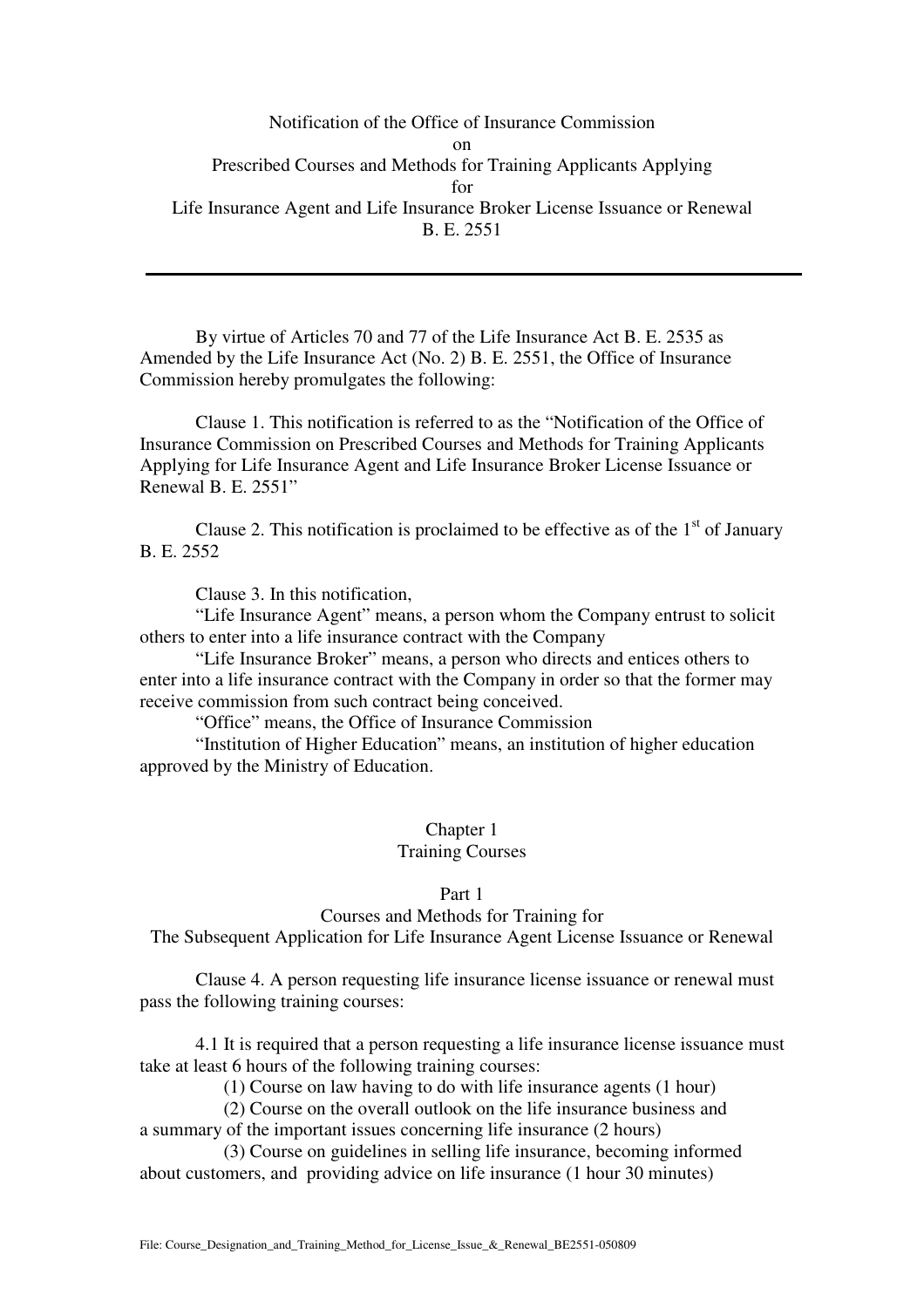Notification of the Office of Insurance Commission
on
Prescribed Courses and Methods for Training Applicants Applying
for
Life Insurance Agent and Life Insurance Broker License Issuance or Renewal
B. E. 2551

---

By virtue of Articles 70 and 77 of the Life Insurance Act B. E. 2535 as Amended by the Life Insurance Act (No. 2) B. E. 2551, the Office of Insurance Commission hereby promulgates the following:

Clause 1. This notification is referred to as the "Notification of the Office of Insurance Commission on Prescribed Courses and Methods for Training Applicants Applying for Life Insurance Agent and Life Insurance Broker License Issuance or Renewal B. E. 2551"

Clause 2. This notification is proclaimed to be effective as of the 1st of January B. E. 2552

Clause 3. In this notification,

"Life Insurance Agent" means, a person whom the Company entrust to solicit others to enter into a life insurance contract with the Company

"Life Insurance Broker" means, a person who directs and entices others to enter into a life insurance contract with the Company in order so that the former may receive commission from such contract being conceived.

"Office" means, the Office of Insurance Commission

"Institution of Higher Education" means, an institution of higher education approved by the Ministry of Education.

## Chapter 1
## Training Courses

### Part 1
### Courses and Methods for Training for The Subsequent Application for Life Insurance Agent License Issuance or Renewal

Clause 4. A person requesting life insurance license issuance or renewal must pass the following training courses:

4.1 It is required that a person requesting a life insurance license issuance must take at least 6 hours of the following training courses:

(1) Course on law having to do with life insurance agents (1 hour)

(2) Course on the overall outlook on the life insurance business and a summary of the important issues concerning life insurance (2 hours)

(3) Course on guidelines in selling life insurance, becoming informed about customers, and providing advice on life insurance (1 hour 30 minutes)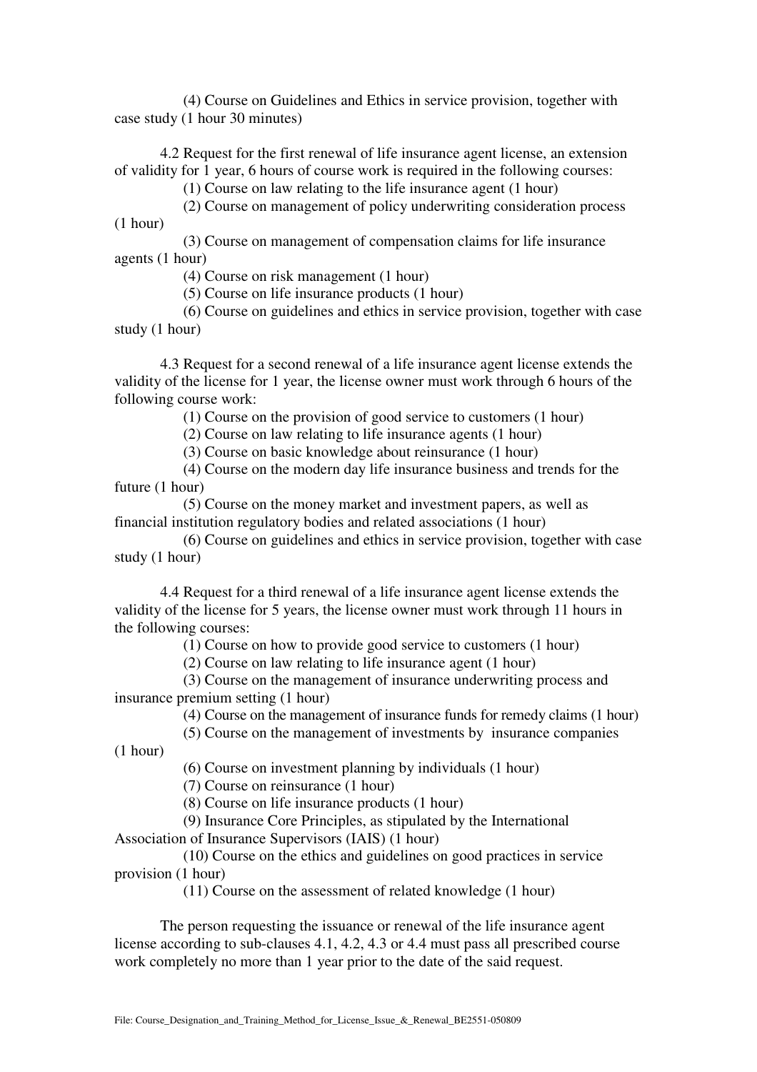(4) Course on Guidelines and Ethics in service provision, together with case study (1 hour 30 minutes)

4.2 Request for the first renewal of life insurance agent license, an extension of validity for 1 year, 6 hours of course work is required in the following courses:

(1) Course on law relating to the life insurance agent (1 hour)

(2) Course on management of policy underwriting consideration process (1 hour)

(3) Course on management of compensation claims for life insurance agents (1 hour)

(4) Course on risk management (1 hour)

(5) Course on life insurance products (1 hour)

(6) Course on guidelines and ethics in service provision, together with case study (1 hour)

4.3 Request for a second renewal of a life insurance agent license extends the validity of the license for 1 year, the license owner must work through 6 hours of the following course work:

(1) Course on the provision of good service to customers (1 hour)

(2) Course on law relating to life insurance agents (1 hour)

(3) Course on basic knowledge about reinsurance (1 hour)

(4) Course on the modern day life insurance business and trends for the future (1 hour)

(5) Course on the money market and investment papers, as well as financial institution regulatory bodies and related associations (1 hour)

(6) Course on guidelines and ethics in service provision, together with case study (1 hour)

4.4 Request for a third renewal of a life insurance agent license extends the validity of the license for 5 years, the license owner must work through 11 hours in the following courses:

(1) Course on how to provide good service to customers (1 hour)

(2) Course on law relating to life insurance agent (1 hour)

(3) Course on the management of insurance underwriting process and insurance premium setting (1 hour)

(4) Course on the management of insurance funds for remedy claims (1 hour)

(5) Course on the management of investments by insurance companies (1 hour)

(6) Course on investment planning by individuals (1 hour)

(7) Course on reinsurance (1 hour)

(8) Course on life insurance products (1 hour)

(9) Insurance Core Principles, as stipulated by the International Association of Insurance Supervisors (IAIS) (1 hour)

(10) Course on the ethics and guidelines on good practices in service provision (1 hour)

(11) Course on the assessment of related knowledge (1 hour)

The person requesting the issuance or renewal of the life insurance agent license according to sub-clauses 4.1, 4.2, 4.3 or 4.4 must pass all prescribed course work completely no more than 1 year prior to the date of the said request.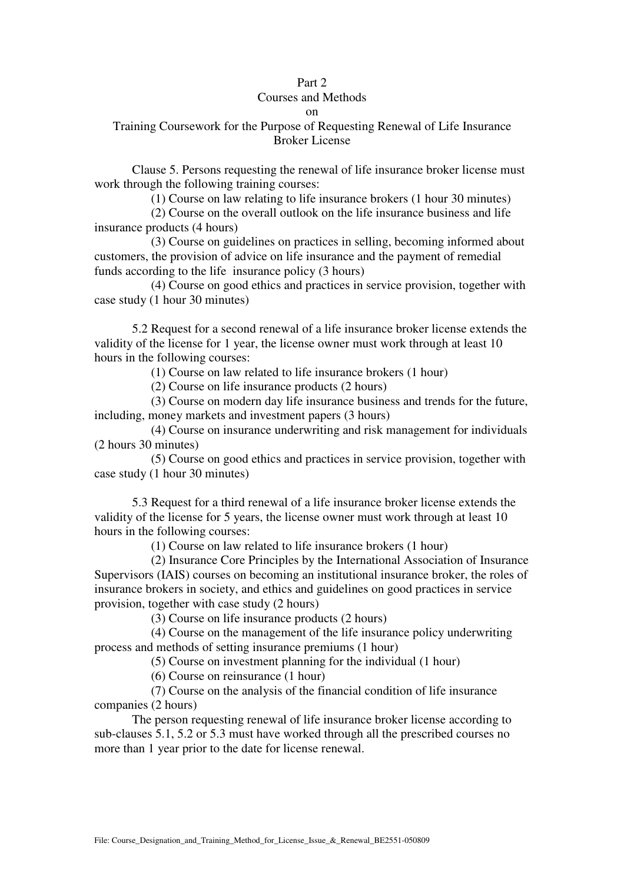# Part 2
## Courses and Methods
## on
## Training Coursework for the Purpose of Requesting Renewal of Life Insurance Broker License

Clause 5. Persons requesting the renewal of life insurance broker license must work through the following training courses:

(1) Course on law relating to life insurance brokers (1 hour 30 minutes)

(2) Course on the overall outlook on the life insurance business and life insurance products (4 hours)

(3) Course on guidelines on practices in selling, becoming informed about customers, the provision of advice on life insurance and the payment of remedial funds according to the life insurance policy (3 hours)

(4) Course on good ethics and practices in service provision, together with case study (1 hour 30 minutes)

5.2 Request for a second renewal of a life insurance broker license extends the validity of the license for 1 year, the license owner must work through at least 10 hours in the following courses:

(1) Course on law related to life insurance brokers (1 hour)

(2) Course on life insurance products (2 hours)

(3) Course on modern day life insurance business and trends for the future, including, money markets and investment papers (3 hours)

(4) Course on insurance underwriting and risk management for individuals (2 hours 30 minutes)

(5) Course on good ethics and practices in service provision, together with case study (1 hour 30 minutes)

5.3 Request for a third renewal of a life insurance broker license extends the validity of the license for 5 years, the license owner must work through at least 10 hours in the following courses:

(1) Course on law related to life insurance brokers (1 hour)

(2) Insurance Core Principles by the International Association of Insurance Supervisors (IAIS) courses on becoming an institutional insurance broker, the roles of insurance brokers in society, and ethics and guidelines on good practices in service provision, together with case study (2 hours)

(3) Course on life insurance products (2 hours)

(4) Course on the management of the life insurance policy underwriting process and methods of setting insurance premiums (1 hour)

(5) Course on investment planning for the individual (1 hour)

(6) Course on reinsurance (1 hour)

(7) Course on the analysis of the financial condition of life insurance companies (2 hours)

The person requesting renewal of life insurance broker license according to sub-clauses 5.1, 5.2 or 5.3 must have worked through all the prescribed courses no more than 1 year prior to the date for license renewal.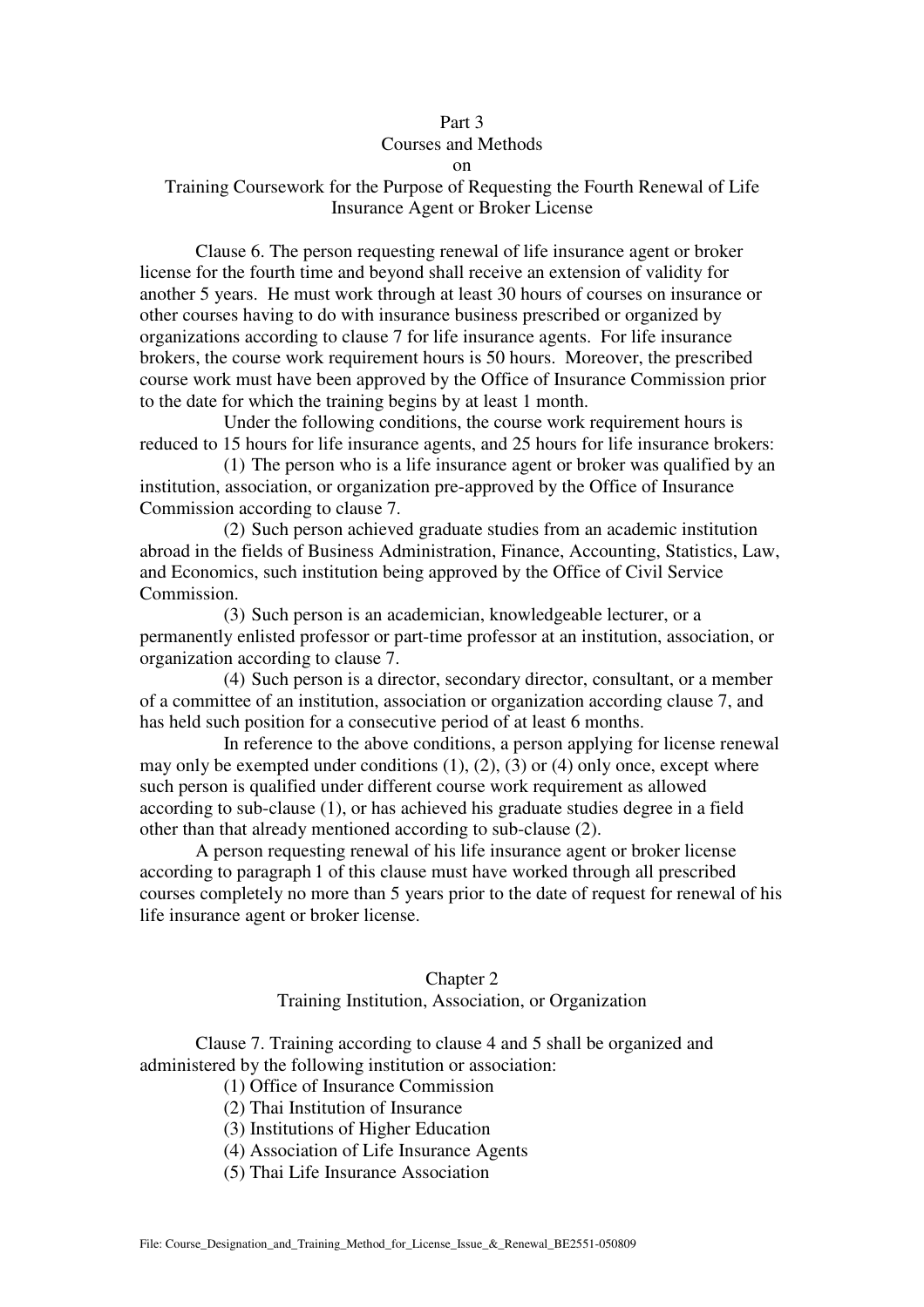## Part 3
## Courses and Methods
## on
## Training Coursework for the Purpose of Requesting the Fourth Renewal of Life Insurance Agent or Broker License

Clause 6. The person requesting renewal of life insurance agent or broker license for the fourth time and beyond shall receive an extension of validity for another 5 years. He must work through at least 30 hours of courses on insurance or other courses having to do with insurance business prescribed or organized by organizations according to clause 7 for life insurance agents. For life insurance brokers, the course work requirement hours is 50 hours. Moreover, the prescribed course work must have been approved by the Office of Insurance Commission prior to the date for which the training begins by at least 1 month.

Under the following conditions, the course work requirement hours is reduced to 15 hours for life insurance agents, and 25 hours for life insurance brokers:

(1) The person who is a life insurance agent or broker was qualified by an institution, association, or organization pre-approved by the Office of Insurance Commission according to clause 7.

(2) Such person achieved graduate studies from an academic institution abroad in the fields of Business Administration, Finance, Accounting, Statistics, Law, and Economics, such institution being approved by the Office of Civil Service Commission.

(3) Such person is an academician, knowledgeable lecturer, or a permanently enlisted professor or part-time professor at an institution, association, or organization according to clause 7.

(4) Such person is a director, secondary director, consultant, or a member of a committee of an institution, association or organization according clause 7, and has held such position for a consecutive period of at least 6 months.

In reference to the above conditions, a person applying for license renewal may only be exempted under conditions (1), (2), (3) or (4) only once, except where such person is qualified under different course work requirement as allowed according to sub-clause (1), or has achieved his graduate studies degree in a field other than that already mentioned according to sub-clause (2).

A person requesting renewal of his life insurance agent or broker license according to paragraph 1 of this clause must have worked through all prescribed courses completely no more than 5 years prior to the date of request for renewal of his life insurance agent or broker license.

# Chapter 2
## Training Institution, Association, or Organization

Clause 7. Training according to clause 4 and 5 shall be organized and administered by the following institution or association:

(1) Office of Insurance Commission

(2) Thai Institution of Insurance

(3) Institutions of Higher Education

(4) Association of Life Insurance Agents

(5) Thai Life Insurance Association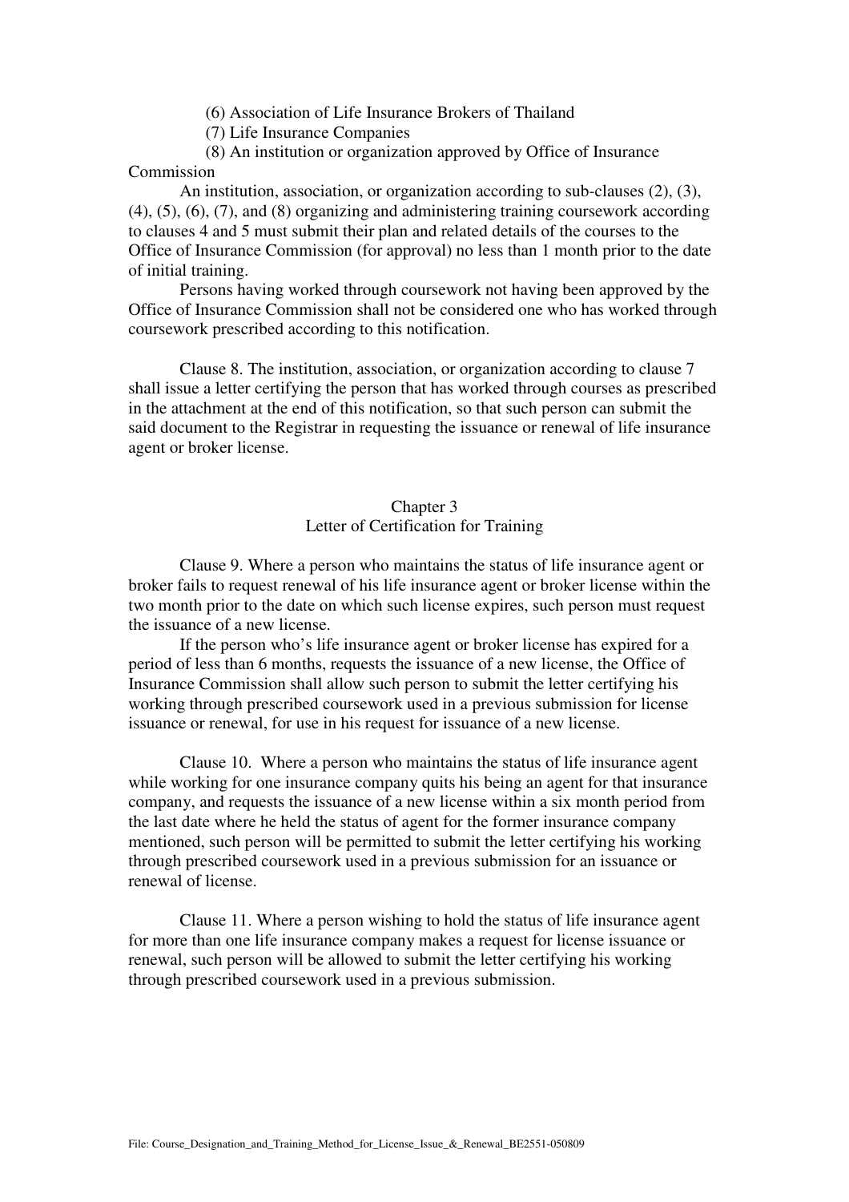(6) Association of Life Insurance Brokers of Thailand

(7) Life Insurance Companies

(8) An institution or organization approved by Office of Insurance Commission

An institution, association, or organization according to sub-clauses (2), (3), (4), (5), (6), (7), and (8) organizing and administering training coursework according to clauses 4 and 5 must submit their plan and related details of the courses to the Office of Insurance Commission (for approval) no less than 1 month prior to the date of initial training.

Persons having worked through coursework not having been approved by the Office of Insurance Commission shall not be considered one who has worked through coursework prescribed according to this notification.

Clause 8. The institution, association, or organization according to clause 7 shall issue a letter certifying the person that has worked through courses as prescribed in the attachment at the end of this notification, so that such person can submit the said document to the Registrar in requesting the issuance or renewal of life insurance agent or broker license.

## Chapter 3
## Letter of Certification for Training

Clause 9. Where a person who maintains the status of life insurance agent or broker fails to request renewal of his life insurance agent or broker license within the two month prior to the date on which such license expires, such person must request the issuance of a new license.

If the person who's life insurance agent or broker license has expired for a period of less than 6 months, requests the issuance of a new license, the Office of Insurance Commission shall allow such person to submit the letter certifying his working through prescribed coursework used in a previous submission for license issuance or renewal, for use in his request for issuance of a new license.

Clause 10. Where a person who maintains the status of life insurance agent while working for one insurance company quits his being an agent for that insurance company, and requests the issuance of a new license within a six month period from the last date where he held the status of agent for the former insurance company mentioned, such person will be permitted to submit the letter certifying his working through prescribed coursework used in a previous submission for an issuance or renewal of license.

Clause 11. Where a person wishing to hold the status of life insurance agent for more than one life insurance company makes a request for license issuance or renewal, such person will be allowed to submit the letter certifying his working through prescribed coursework used in a previous submission.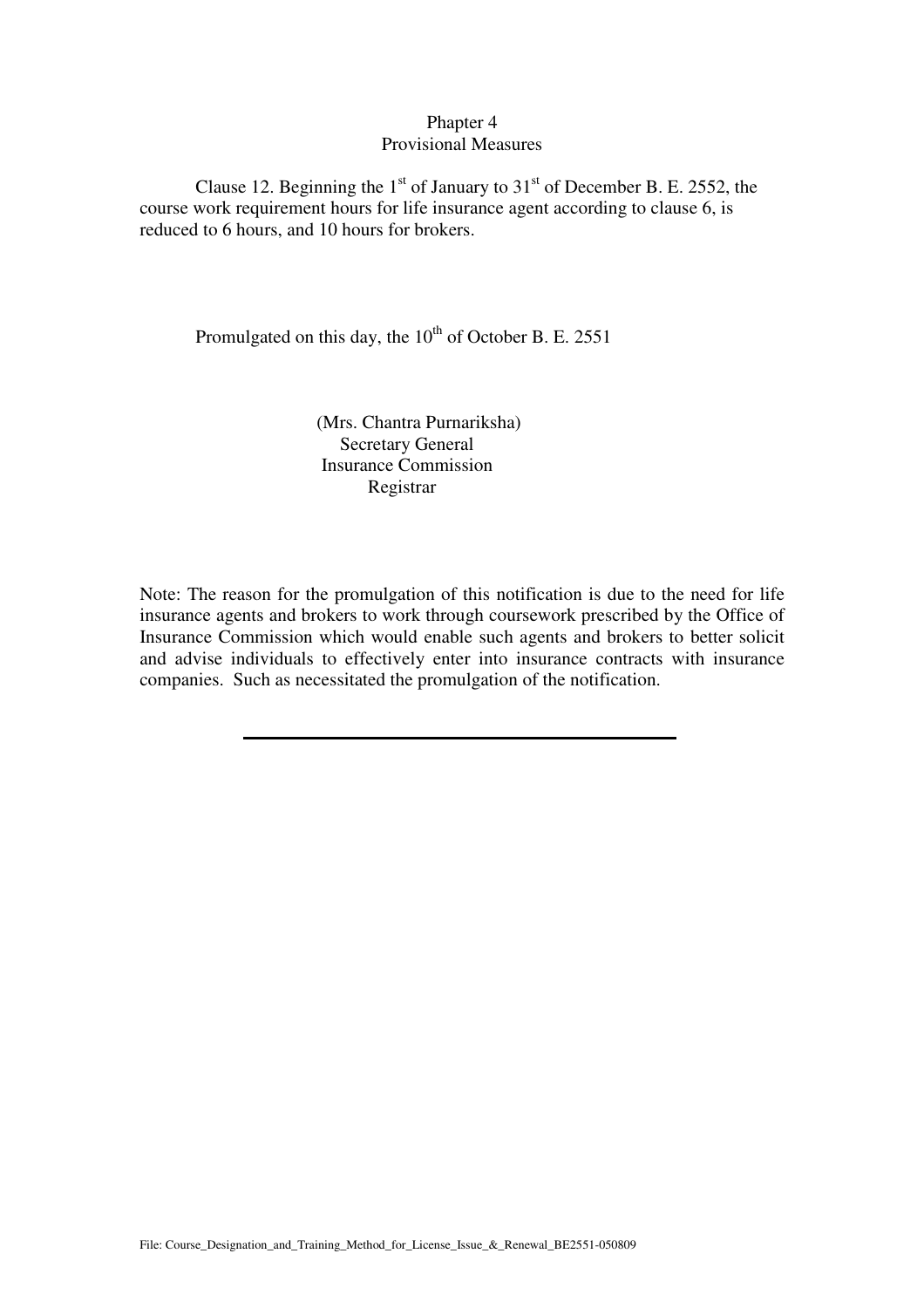## Phapter 4
## Provisional Measures

Clause 12. Beginning the 1st of January to 31st of December B. E. 2552, the course work requirement hours for life insurance agent according to clause 6, is reduced to 6 hours, and 10 hours for brokers.

Promulgated on this day, the 10th of October B. E. 2551

(Mrs. Chantra Purnariksha)
Secretary General
Insurance Commission
Registrar

Note: The reason for the promulgation of this notification is due to the need for life insurance agents and brokers to work through coursework prescribed by the Office of Insurance Commission which would enable such agents and brokers to better solicit and advise individuals to effectively enter into insurance contracts with insurance companies. Such as necessitated the promulgation of the notification.

---